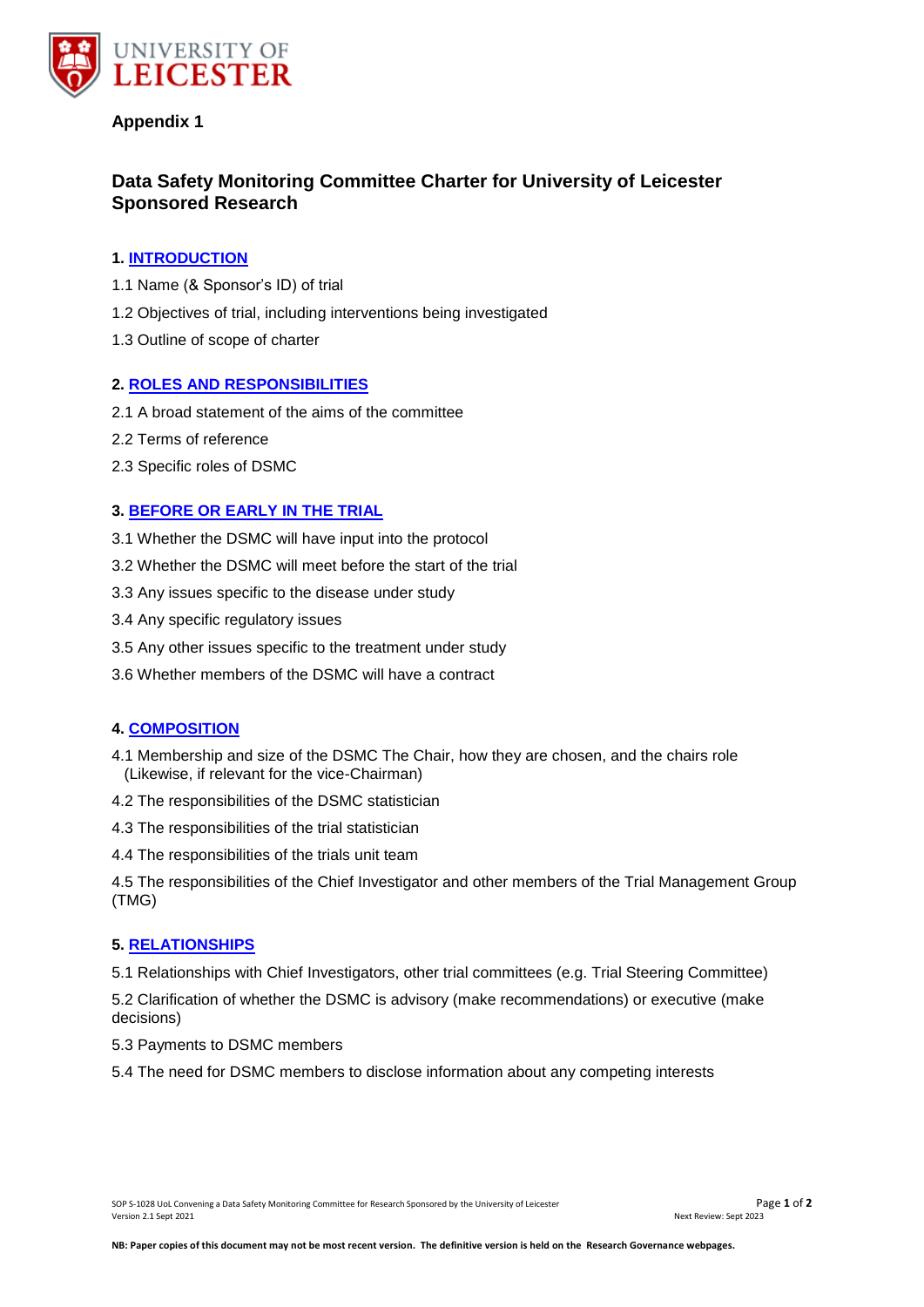**Appendix 1**

## Data Safety Monitoring Committee Charter for University of Leicester Sponsored Research

### 1. INTRODUCTION

1.1 Name (& Sponsor's ID) of trial

1.2 Objectives of trial, including interventions being investigated

1.3 Outline of scope of charter

### 2. ROLES AND RESPONSIBILITIES

2.1 A broad statement of the aims of the committee

2.2 Terms of reference

2.3 Specific roles of DSMC

### 3. BEFORE OR EARLY IN THE TRIAL

3.1 Whether the DSMC will have input into the protocol

3.2 Whether the DSMC will meet before the start of the trial

3.3 Any issues specific to the disease under study

3.4 Any specific regulatory issues

3.5 Any other issues specific to the treatment under study

3.6 Whether members of the DSMC will have a contract

### 4. COMPOSITION

4.1 Membership and size of the DSMC The Chair, how they are chosen, and the chairs role (Likewise, if relevant for the vice-Chairman)

4.2 The responsibilities of the DSMC statistician

4.3 The responsibilities of the trial statistician

4.4 The responsibilities of the trials unit team

4.5 The responsibilities of the Chief Investigator and other members of the Trial Management Group (TMG)

### 5. RELATIONSHIPS

5.1 Relationships with Chief Investigators, other trial committees (e.g. Trial Steering Committee)

5.2 Clarification of whether the DSMC is advisory (make recommendations) or executive (make decisions)

5.3 Payments to DSMC members

5.4 The need for DSMC members to disclose information about any competing interests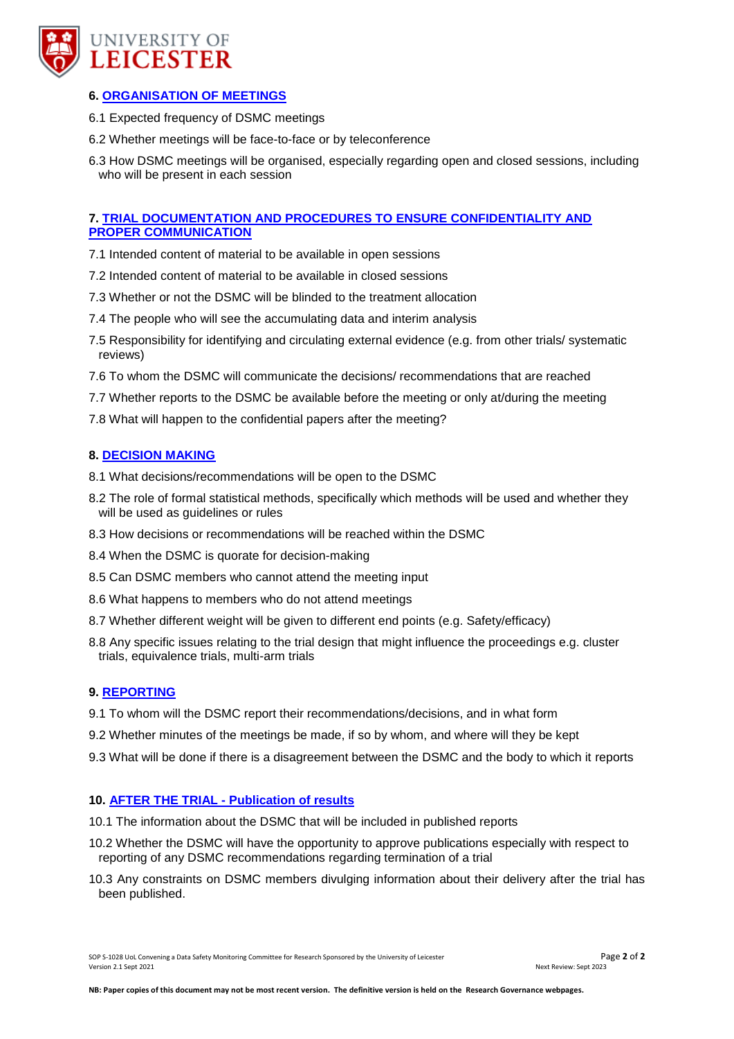## 6. ORGANISATION OF MEETINGS

6.1 Expected frequency of DSMC meetings

6.2 Whether meetings will be face-to-face or by teleconference

6.3 How DSMC meetings will be organised, especially regarding open and closed sessions, including who will be present in each session

## 7. TRIAL DOCUMENTATION AND PROCEDURES TO ENSURE CONFIDENTIALITY AND PROPER COMMUNICATION

7.1 Intended content of material to be available in open sessions

7.2 Intended content of material to be available in closed sessions

7.3 Whether or not the DSMC will be blinded to the treatment allocation

7.4 The people who will see the accumulating data and interim analysis

7.5 Responsibility for identifying and circulating external evidence (e.g. from other trials/ systematic reviews)

7.6 To whom the DSMC will communicate the decisions/ recommendations that are reached

7.7 Whether reports to the DSMC be available before the meeting or only at/during the meeting

7.8 What will happen to the confidential papers after the meeting?

## 8. DECISION MAKING

8.1 What decisions/recommendations will be open to the DSMC

8.2 The role of formal statistical methods, specifically which methods will be used and whether they will be used as guidelines or rules

8.3 How decisions or recommendations will be reached within the DSMC

8.4 When the DSMC is quorate for decision-making

8.5 Can DSMC members who cannot attend the meeting input

8.6 What happens to members who do not attend meetings

8.7 Whether different weight will be given to different end points (e.g. Safety/efficacy)

8.8 Any specific issues relating to the trial design that might influence the proceedings e.g. cluster trials, equivalence trials, multi-arm trials

## 9. REPORTING

9.1 To whom will the DSMC report their recommendations/decisions, and in what form

9.2 Whether minutes of the meetings be made, if so by whom, and where will they be kept

9.3 What will be done if there is a disagreement between the DSMC and the body to which it reports

## 10. AFTER THE TRIAL - Publication of results

10.1 The information about the DSMC that will be included in published reports

10.2 Whether the DSMC will have the opportunity to approve publications especially with respect to reporting of any DSMC recommendations regarding termination of a trial

10.3 Any constraints on DSMC members divulging information about their delivery after the trial has been published.